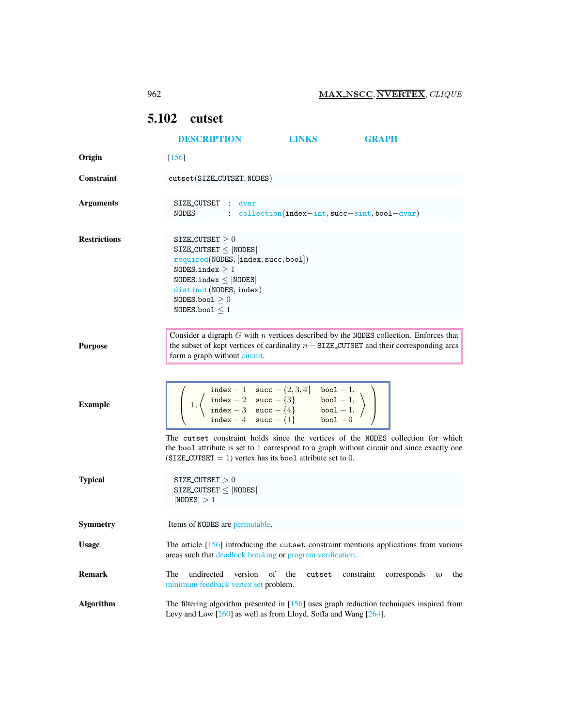## 5.102 cutset

DESCRIPTION LINKS GRAPH

**Origin** [156]

**Constraint**

```
cutset(SIZE_CUTSET, NODES)
```

**Arguments**

```
SIZE_CUTSET : dvar
NODES       : collection(index−int, succ−sint, bool−dvar)
```

**Restrictions**

```
SIZE_CUTSET ≥ 0
SIZE_CUTSET ≤ |NODES|
required(NODES, [index, succ, bool])
NODES.index ≥ 1
NODES.index ≤ |NODES|
distinct(NODES, index)
NODES.bool ≥ 0
NODES.bool ≤ 1
```

**Purpose**

Consider a digraph $G$ with $n$ vertices described by the NODES collection. Enforces that the subset of kept vertices of cardinality $n -$ SIZE_CUTSET and their corresponding arcs form a graph without circuit.

**Example**

$$\left(1, \left\langle \begin{array}{lll} \texttt{index} - 1 & \texttt{succ} - \{2,3,4\} & \texttt{bool} - 1, \\ \texttt{index} - 2 & \texttt{succ} - \{3\} & \texttt{bool} - 1, \\ \texttt{index} - 3 & \texttt{succ} - \{4\} & \texttt{bool} - 1, \\ \texttt{index} - 4 & \texttt{succ} - \{1\} & \texttt{bool} - 0 \end{array} \right\rangle \right)$$

The cutset constraint holds since the vertices of the NODES collection for which the bool attribute is set to 1 correspond to a graph without circuit and since exactly one (SIZE_CUTSET $= 1$) vertex has its bool attribute set to 0.

**Typical**

```
SIZE_CUTSET > 0
SIZE_CUTSET ≤ |NODES|
|NODES| > 1
```

**Symmetry** Items of NODES are permutable.

**Usage** The article [156] introducing the cutset constraint mentions applications from various areas such that deadlock breaking or program verification.

**Remark** The undirected version of the cutset constraint corresponds to the minimum feedback vertex set problem.

**Algorithm** The filtering algorithm presented in [156] uses graph reduction techniques inspired from Levy and Low [260] as well as from Lloyd, Soffa and Wang [264].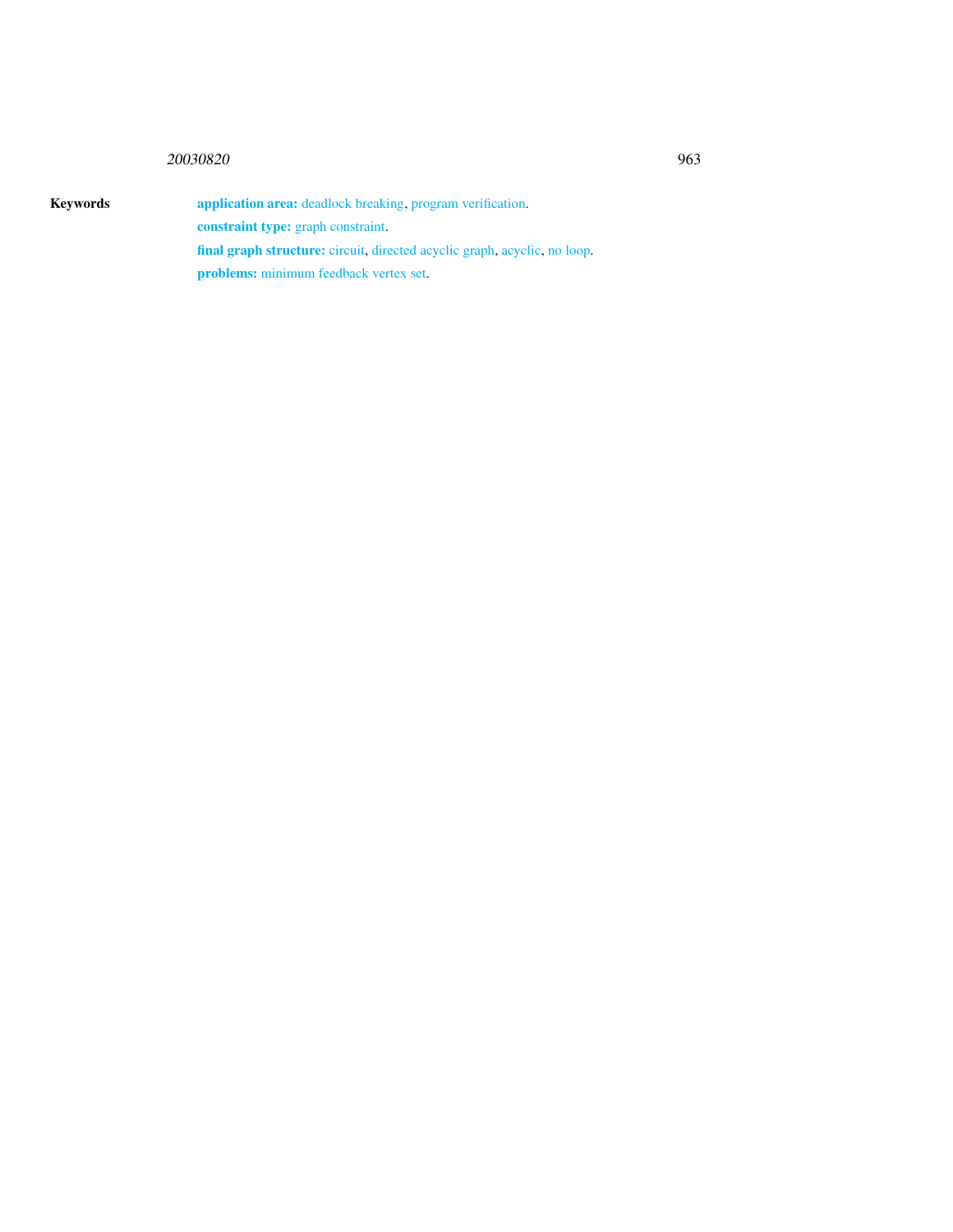**Keywords**

**application area:** deadlock breaking, program verification.

**constraint type:** graph constraint.

**final graph structure:** circuit, directed acyclic graph, acyclic, no loop.

**problems:** minimum feedback vertex set.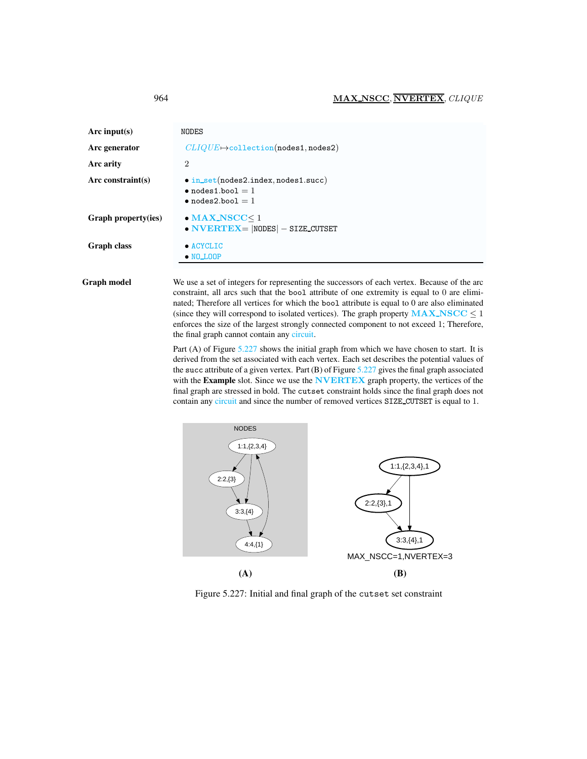| | |
|---|---|
| **Arc input(s)** | NODES |
| **Arc generator** | *CLIQUE*↦collection(nodes1, nodes2) |
| **Arc arity** | 2 |
| **Arc constraint(s)** | • in_set(nodes2.index, nodes1.succ)<br>• nodes1.bool = 1<br>• nodes2.bool = 1 |
| **Graph property(ies)** | • **MAX_NSCC** ≤ 1<br>• **NVERTEX** = \|NODES\| − SIZE_CUTSET |
| **Graph class** | • ACYCLIC<br>• NO_LOOP |

**Graph model** We use a set of integers for representing the successors of each vertex. Because of the arc constraint, all arcs such that the bool attribute of one extremity is equal to 0 are eliminated; Therefore all vertices for which the bool attribute is equal to 0 are also eliminated (since they will correspond to isolated vertices). The graph property **MAX_NSCC** ≤ 1 enforces the size of the largest strongly connected component to not exceed 1; Therefore, the final graph cannot contain any circuit.

Part (A) of Figure 5.227 shows the initial graph from which we have chosen to start. It is derived from the set associated with each vertex. Each set describes the potential values of the succ attribute of a given vertex. Part (B) of Figure 5.227 gives the final graph associated with the **Example** slot. Since we use the **NVERTEX** graph property, the vertices of the final graph are stressed in bold. The cutset constraint holds since the final graph does not contain any circuit and since the number of removed vertices SIZE_CUTSET is equal to 1.

NODES

1:1,{2,3,4}

2:2,{3}

3:3,{4}

4:4,{1}

**(A)**

1:1,{2,3,4},1

2:2,{3},1

3:3,{4},1

MAX_NSCC=1,NVERTEX=3

**(B)**

Figure 5.227: Initial and final graph of the cutset set constraint